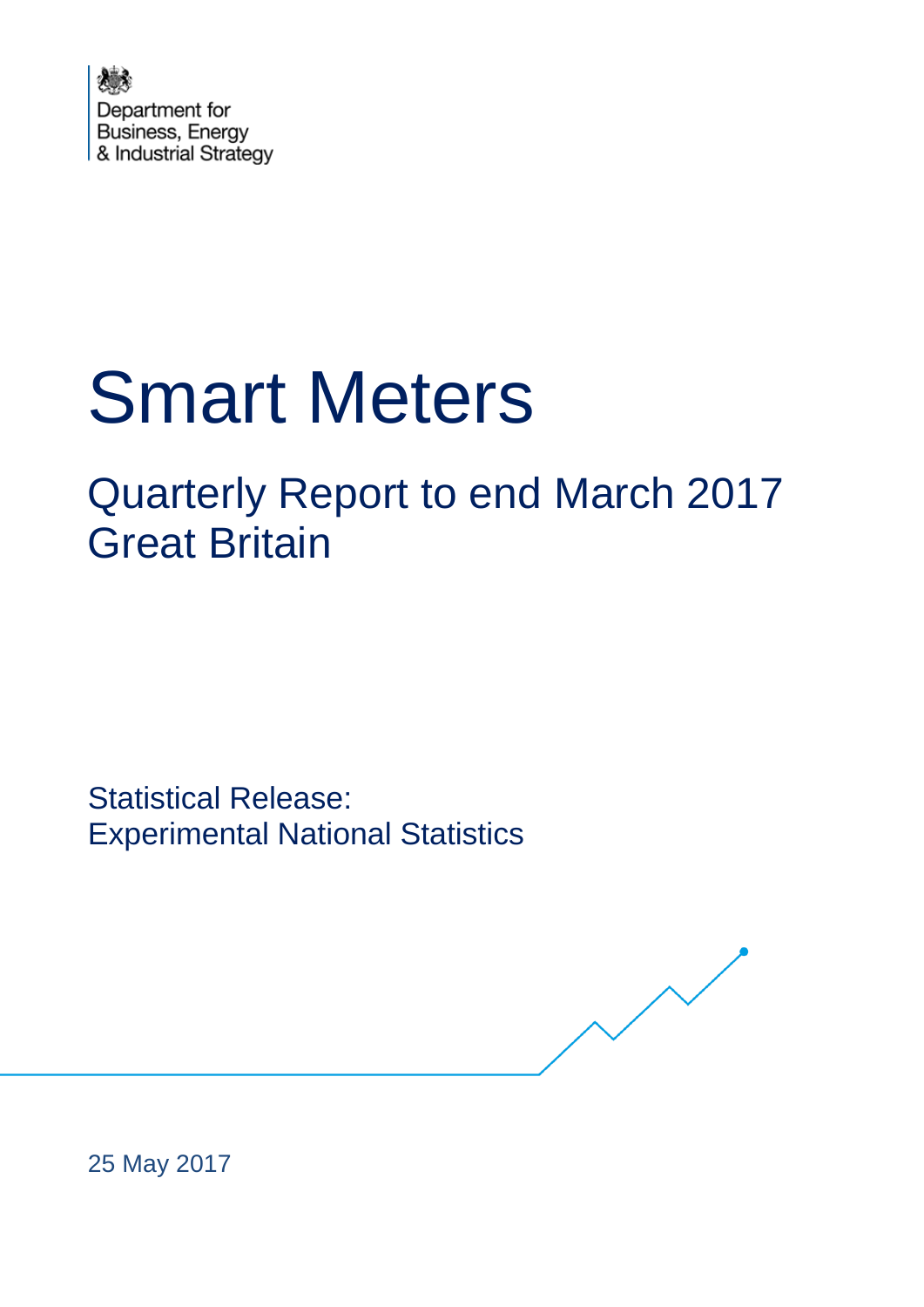Department for Business, Energy & Industrial Strategy

# Smart Meters

## Quarterly Report to end March 2017 Great Britain

Statistical Release:
Experimental National Statistics

25 May 2017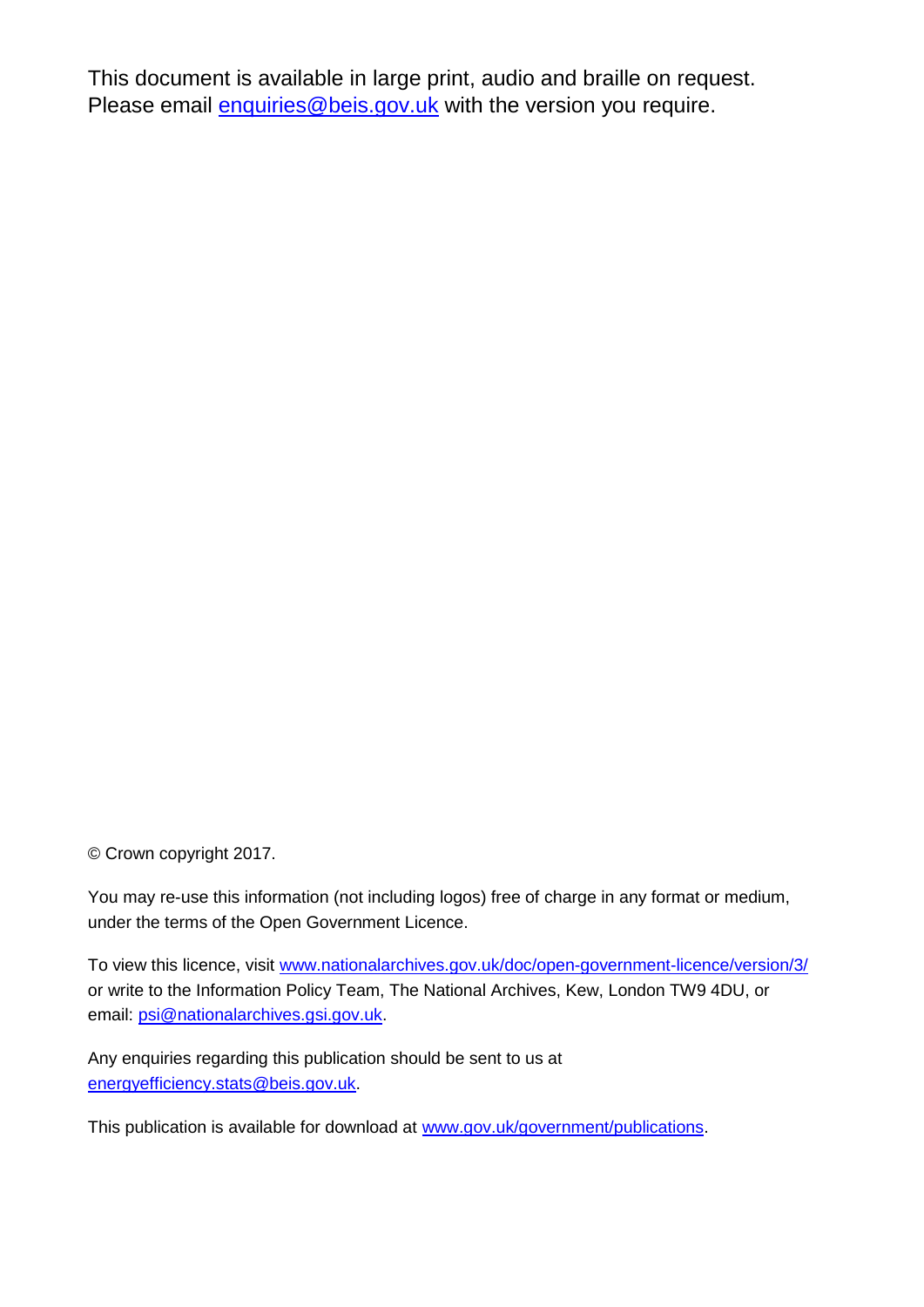This document is available in large print, audio and braille on request. Please email enquiries@beis.gov.uk with the version you require.

© Crown copyright 2017.

You may re-use this information (not including logos) free of charge in any format or medium, under the terms of the Open Government Licence.

To view this licence, visit www.nationalarchives.gov.uk/doc/open-government-licence/version/3/ or write to the Information Policy Team, The National Archives, Kew, London TW9 4DU, or email: psi@nationalarchives.gsi.gov.uk.

Any enquiries regarding this publication should be sent to us at energyefficiency.stats@beis.gov.uk.

This publication is available for download at www.gov.uk/government/publications.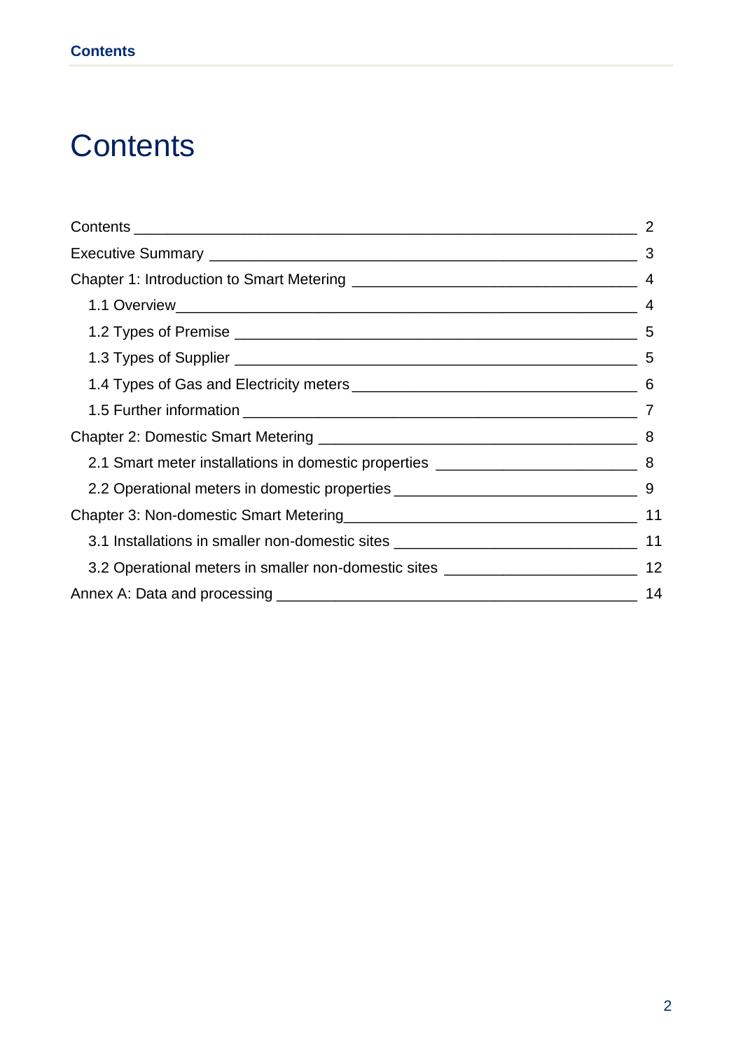# Contents

Contents ____ 2

Executive Summary ____ 3

Chapter 1: Introduction to Smart Metering ____ 4

- 1.1 Overview ____ 4
- 1.2 Types of Premise ____ 5
- 1.3 Types of Supplier ____ 5
- 1.4 Types of Gas and Electricity meters ____ 6
- 1.5 Further information ____ 7

Chapter 2: Domestic Smart Metering ____ 8

- 2.1 Smart meter installations in domestic properties ____ 8
- 2.2 Operational meters in domestic properties ____ 9

Chapter 3: Non-domestic Smart Metering ____ 11

- 3.1 Installations in smaller non-domestic sites ____ 11
- 3.2 Operational meters in smaller non-domestic sites ____ 12

Annex A: Data and processing ____ 14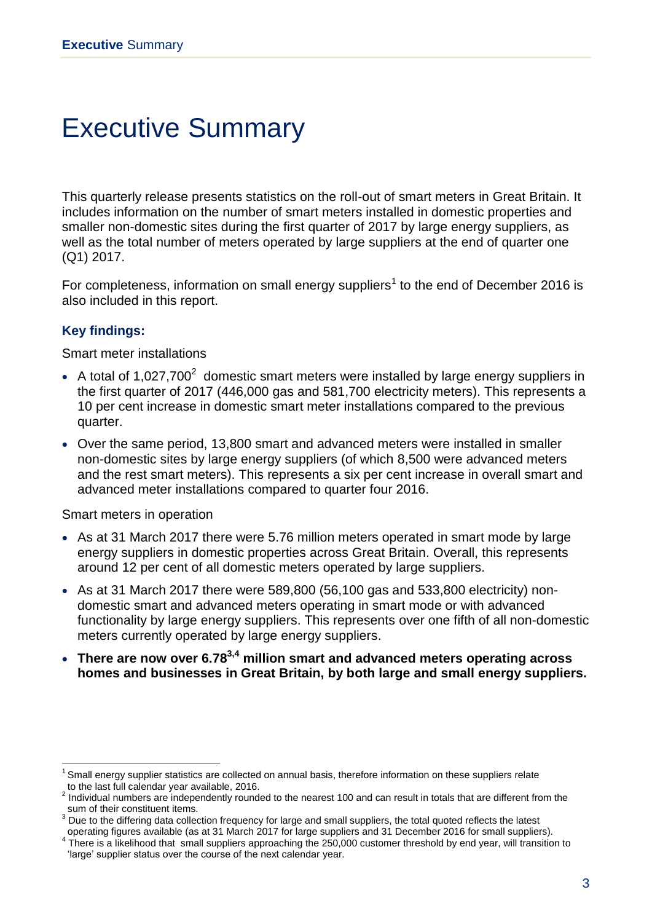# Executive Summary

This quarterly release presents statistics on the roll-out of smart meters in Great Britain. It includes information on the number of smart meters installed in domestic properties and smaller non-domestic sites during the first quarter of 2017 by large energy suppliers, as well as the total number of meters operated by large suppliers at the end of quarter one (Q1) 2017.

For completeness, information on small energy suppliers[1] to the end of December 2016 is also included in this report.

### Key findings:

Smart meter installations

- A total of 1,027,700[2] domestic smart meters were installed by large energy suppliers in the first quarter of 2017 (446,000 gas and 581,700 electricity meters). This represents a 10 per cent increase in domestic smart meter installations compared to the previous quarter.
- Over the same period, 13,800 smart and advanced meters were installed in smaller non-domestic sites by large energy suppliers (of which 8,500 were advanced meters and the rest smart meters). This represents a six per cent increase in overall smart and advanced meter installations compared to quarter four 2016.

Smart meters in operation

- As at 31 March 2017 there were 5.76 million meters operated in smart mode by large energy suppliers in domestic properties across Great Britain. Overall, this represents around 12 per cent of all domestic meters operated by large suppliers.
- As at 31 March 2017 there were 589,800 (56,100 gas and 533,800 electricity) non-domestic smart and advanced meters operating in smart mode or with advanced functionality by large energy suppliers. This represents over one fifth of all non-domestic meters currently operated by large energy suppliers.
- **There are now over 6.78[3,4] million smart and advanced meters operating across homes and businesses in Great Britain, by both large and small energy suppliers.**

[1] Small energy supplier statistics are collected on annual basis, therefore information on these suppliers relate to the last full calendar year available, 2016.

[2] Individual numbers are independently rounded to the nearest 100 and can result in totals that are different from the sum of their constituent items.

[3] Due to the differing data collection frequency for large and small suppliers, the total quoted reflects the latest operating figures available (as at 31 March 2017 for large suppliers and 31 December 2016 for small suppliers).

[4] There is a likelihood that small suppliers approaching the 250,000 customer threshold by end year, will transition to 'large' supplier status over the course of the next calendar year.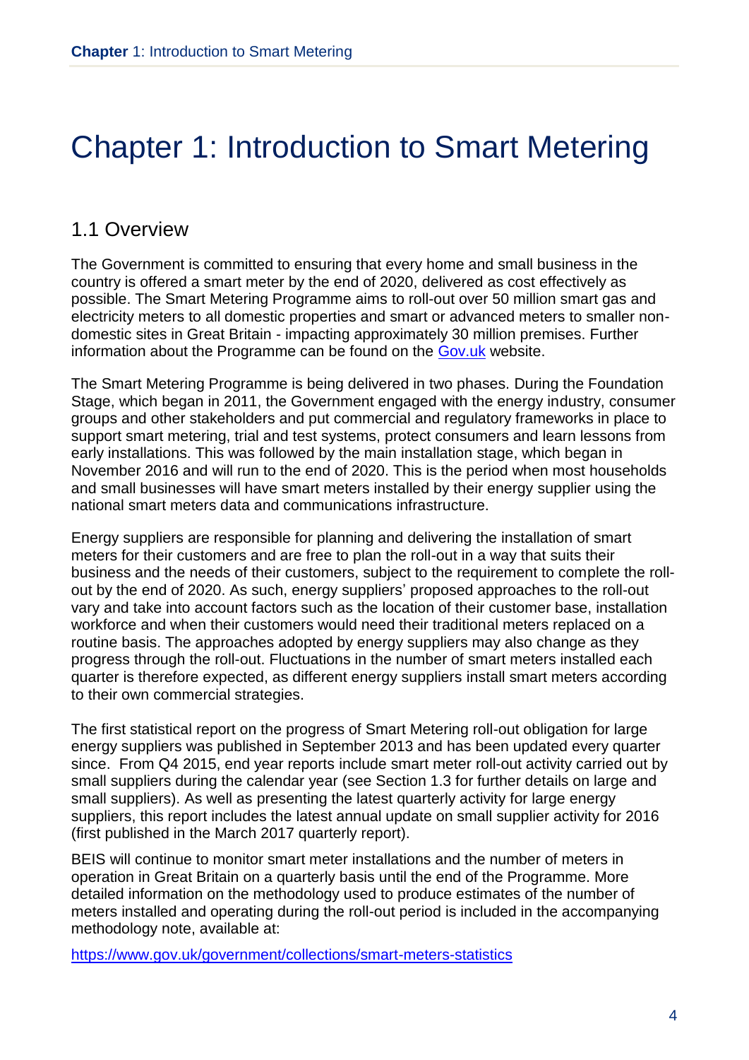# Chapter 1: Introduction to Smart Metering

## 1.1 Overview

The Government is committed to ensuring that every home and small business in the country is offered a smart meter by the end of 2020, delivered as cost effectively as possible. The Smart Metering Programme aims to roll-out over 50 million smart gas and electricity meters to all domestic properties and smart or advanced meters to smaller non-domestic sites in Great Britain - impacting approximately 30 million premises. Further information about the Programme can be found on the Gov.uk website.

The Smart Metering Programme is being delivered in two phases. During the Foundation Stage, which began in 2011, the Government engaged with the energy industry, consumer groups and other stakeholders and put commercial and regulatory frameworks in place to support smart metering, trial and test systems, protect consumers and learn lessons from early installations. This was followed by the main installation stage, which began in November 2016 and will run to the end of 2020. This is the period when most households and small businesses will have smart meters installed by their energy supplier using the national smart meters data and communications infrastructure.

Energy suppliers are responsible for planning and delivering the installation of smart meters for their customers and are free to plan the roll-out in a way that suits their business and the needs of their customers, subject to the requirement to complete the roll-out by the end of 2020. As such, energy suppliers' proposed approaches to the roll-out vary and take into account factors such as the location of their customer base, installation workforce and when their customers would need their traditional meters replaced on a routine basis. The approaches adopted by energy suppliers may also change as they progress through the roll-out. Fluctuations in the number of smart meters installed each quarter is therefore expected, as different energy suppliers install smart meters according to their own commercial strategies.

The first statistical report on the progress of Smart Metering roll-out obligation for large energy suppliers was published in September 2013 and has been updated every quarter since. From Q4 2015, end year reports include smart meter roll-out activity carried out by small suppliers during the calendar year (see Section 1.3 for further details on large and small suppliers). As well as presenting the latest quarterly activity for large energy suppliers, this report includes the latest annual update on small supplier activity for 2016 (first published in the March 2017 quarterly report).

BEIS will continue to monitor smart meter installations and the number of meters in operation in Great Britain on a quarterly basis until the end of the Programme. More detailed information on the methodology used to produce estimates of the number of meters installed and operating during the roll-out period is included in the accompanying methodology note, available at:

https://www.gov.uk/government/collections/smart-meters-statistics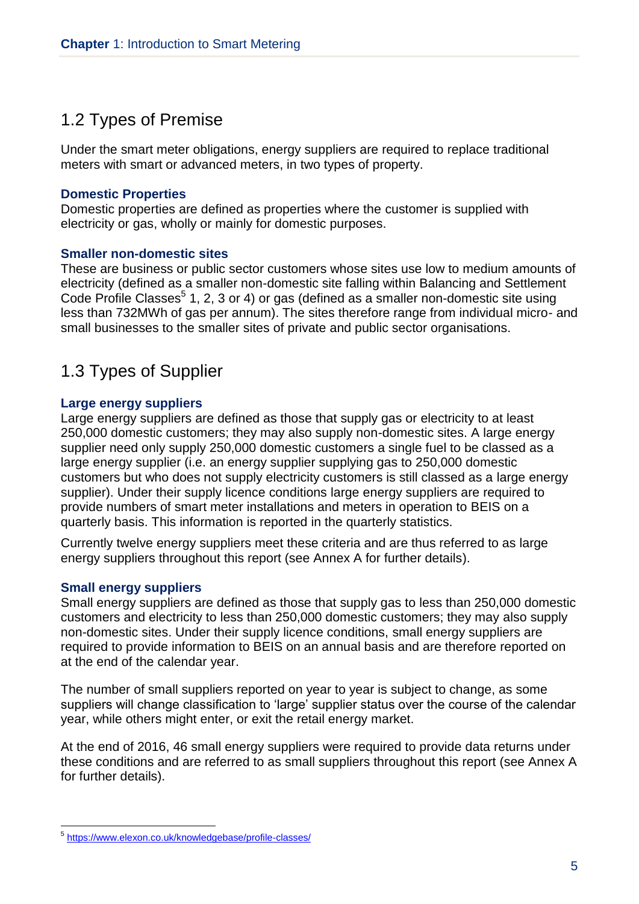## 1.2 Types of Premise

Under the smart meter obligations, energy suppliers are required to replace traditional meters with smart or advanced meters, in two types of property.

### Domestic Properties

Domestic properties are defined as properties where the customer is supplied with electricity or gas, wholly or mainly for domestic purposes.

### Smaller non-domestic sites

These are business or public sector customers whose sites use low to medium amounts of electricity (defined as a smaller non-domestic site falling within Balancing and Settlement Code Profile Classes[5] 1, 2, 3 or 4) or gas (defined as a smaller non-domestic site using less than 732MWh of gas per annum). The sites therefore range from individual micro- and small businesses to the smaller sites of private and public sector organisations.

## 1.3 Types of Supplier

### Large energy suppliers

Large energy suppliers are defined as those that supply gas or electricity to at least 250,000 domestic customers; they may also supply non-domestic sites. A large energy supplier need only supply 250,000 domestic customers a single fuel to be classed as a large energy supplier (i.e. an energy supplier supplying gas to 250,000 domestic customers but who does not supply electricity customers is still classed as a large energy supplier). Under their supply licence conditions large energy suppliers are required to provide numbers of smart meter installations and meters in operation to BEIS on a quarterly basis. This information is reported in the quarterly statistics.

Currently twelve energy suppliers meet these criteria and are thus referred to as large energy suppliers throughout this report (see Annex A for further details).

### Small energy suppliers

Small energy suppliers are defined as those that supply gas to less than 250,000 domestic customers and electricity to less than 250,000 domestic customers; they may also supply non-domestic sites. Under their supply licence conditions, small energy suppliers are required to provide information to BEIS on an annual basis and are therefore reported on at the end of the calendar year.

The number of small suppliers reported on year to year is subject to change, as some suppliers will change classification to 'large' supplier status over the course of the calendar year, while others might enter, or exit the retail energy market.

At the end of 2016, 46 small energy suppliers were required to provide data returns under these conditions and are referred to as small suppliers throughout this report (see Annex A for further details).

[5] https://www.elexon.co.uk/knowledgebase/profile-classes/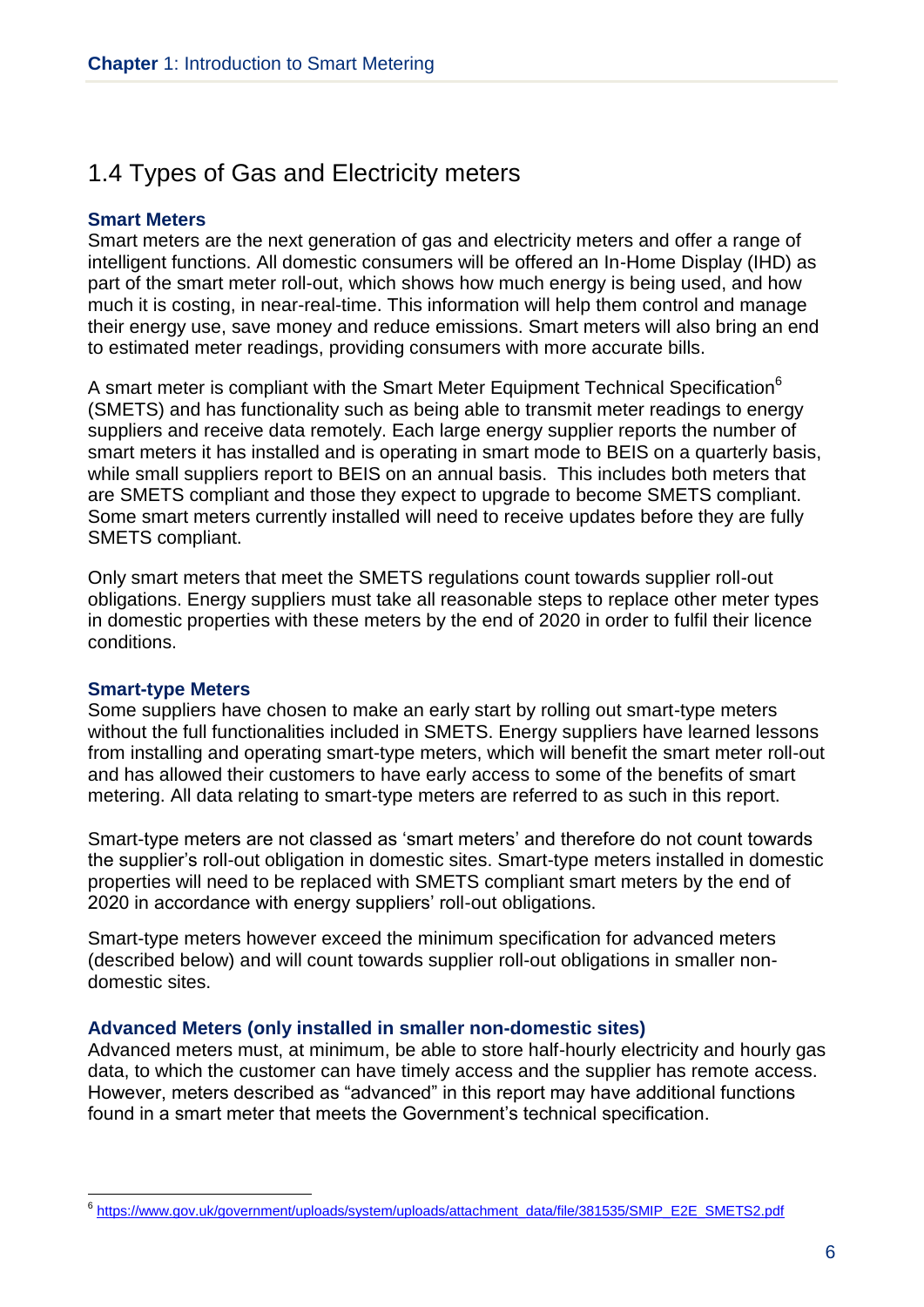## 1.4 Types of Gas and Electricity meters

### Smart Meters

Smart meters are the next generation of gas and electricity meters and offer a range of intelligent functions. All domestic consumers will be offered an In-Home Display (IHD) as part of the smart meter roll-out, which shows how much energy is being used, and how much it is costing, in near-real-time. This information will help them control and manage their energy use, save money and reduce emissions. Smart meters will also bring an end to estimated meter readings, providing consumers with more accurate bills.

A smart meter is compliant with the Smart Meter Equipment Technical Specification[6] (SMETS) and has functionality such as being able to transmit meter readings to energy suppliers and receive data remotely. Each large energy supplier reports the number of smart meters it has installed and is operating in smart mode to BEIS on a quarterly basis, while small suppliers report to BEIS on an annual basis. This includes both meters that are SMETS compliant and those they expect to upgrade to become SMETS compliant. Some smart meters currently installed will need to receive updates before they are fully SMETS compliant.

Only smart meters that meet the SMETS regulations count towards supplier roll-out obligations. Energy suppliers must take all reasonable steps to replace other meter types in domestic properties with these meters by the end of 2020 in order to fulfil their licence conditions.

### Smart-type Meters

Some suppliers have chosen to make an early start by rolling out smart-type meters without the full functionalities included in SMETS. Energy suppliers have learned lessons from installing and operating smart-type meters, which will benefit the smart meter roll-out and has allowed their customers to have early access to some of the benefits of smart metering. All data relating to smart-type meters are referred to as such in this report.

Smart-type meters are not classed as 'smart meters' and therefore do not count towards the supplier's roll-out obligation in domestic sites. Smart-type meters installed in domestic properties will need to be replaced with SMETS compliant smart meters by the end of 2020 in accordance with energy suppliers' roll-out obligations.

Smart-type meters however exceed the minimum specification for advanced meters (described below) and will count towards supplier roll-out obligations in smaller non-domestic sites.

### Advanced Meters (only installed in smaller non-domestic sites)

Advanced meters must, at minimum, be able to store half-hourly electricity and hourly gas data, to which the customer can have timely access and the supplier has remote access. However, meters described as "advanced" in this report may have additional functions found in a smart meter that meets the Government's technical specification.

---

[6] https://www.gov.uk/government/uploads/system/uploads/attachment_data/file/381535/SMIP_E2E_SMETS2.pdf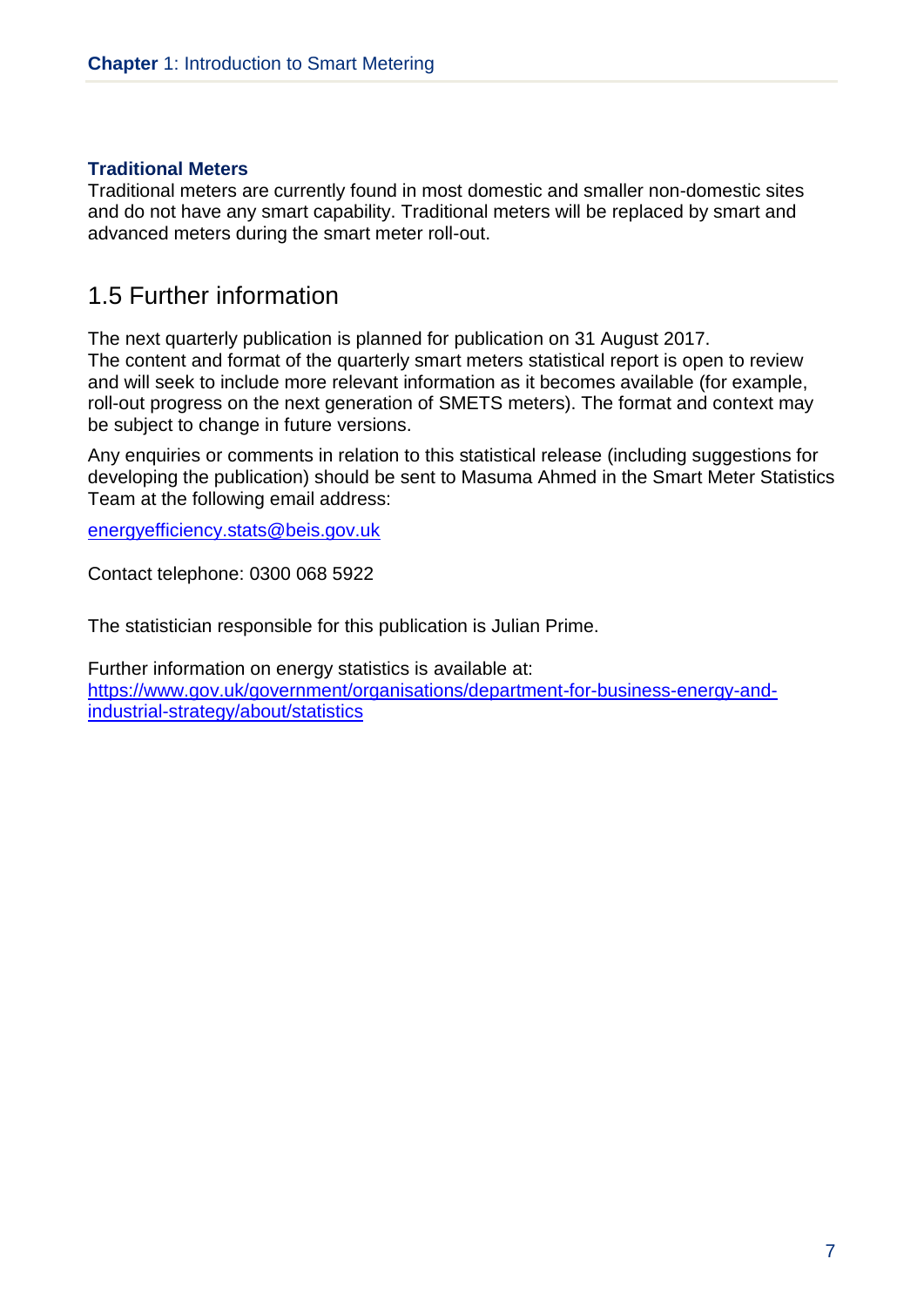### Traditional Meters

Traditional meters are currently found in most domestic and smaller non-domestic sites and do not have any smart capability. Traditional meters will be replaced by smart and advanced meters during the smart meter roll-out.

## 1.5 Further information

The next quarterly publication is planned for publication on 31 August 2017.
The content and format of the quarterly smart meters statistical report is open to review and will seek to include more relevant information as it becomes available (for example, roll-out progress on the next generation of SMETS meters). The format and context may be subject to change in future versions.

Any enquiries or comments in relation to this statistical release (including suggestions for developing the publication) should be sent to Masuma Ahmed in the Smart Meter Statistics Team at the following email address:

energyefficiency.stats@beis.gov.uk

Contact telephone: 0300 068 5922

The statistician responsible for this publication is Julian Prime.

Further information on energy statistics is available at:
https://www.gov.uk/government/organisations/department-for-business-energy-and-industrial-strategy/about/statistics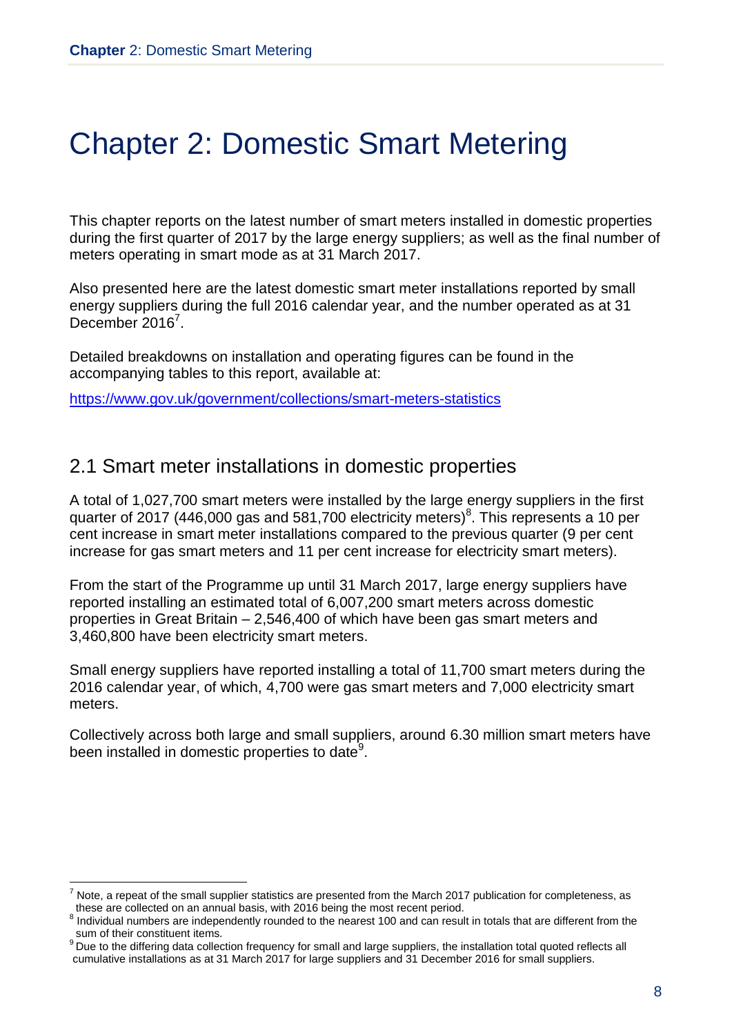# Chapter 2: Domestic Smart Metering

This chapter reports on the latest number of smart meters installed in domestic properties during the first quarter of 2017 by the large energy suppliers; as well as the final number of meters operating in smart mode as at 31 March 2017.

Also presented here are the latest domestic smart meter installations reported by small energy suppliers during the full 2016 calendar year, and the number operated as at 31 December 2016[7].

Detailed breakdowns on installation and operating figures can be found in the accompanying tables to this report, available at:

https://www.gov.uk/government/collections/smart-meters-statistics

## 2.1 Smart meter installations in domestic properties

A total of 1,027,700 smart meters were installed by the large energy suppliers in the first quarter of 2017 (446,000 gas and 581,700 electricity meters)[8]. This represents a 10 per cent increase in smart meter installations compared to the previous quarter (9 per cent increase for gas smart meters and 11 per cent increase for electricity smart meters).

From the start of the Programme up until 31 March 2017, large energy suppliers have reported installing an estimated total of 6,007,200 smart meters across domestic properties in Great Britain – 2,546,400 of which have been gas smart meters and 3,460,800 have been electricity smart meters.

Small energy suppliers have reported installing a total of 11,700 smart meters during the 2016 calendar year, of which, 4,700 were gas smart meters and 7,000 electricity smart meters.

Collectively across both large and small suppliers, around 6.30 million smart meters have been installed in domestic properties to date[9].

[7] Note, a repeat of the small supplier statistics are presented from the March 2017 publication for completeness, as these are collected on an annual basis, with 2016 being the most recent period.

[8] Individual numbers are independently rounded to the nearest 100 and can result in totals that are different from the sum of their constituent items.

[9] Due to the differing data collection frequency for small and large suppliers, the installation total quoted reflects all cumulative installations as at 31 March 2017 for large suppliers and 31 December 2016 for small suppliers.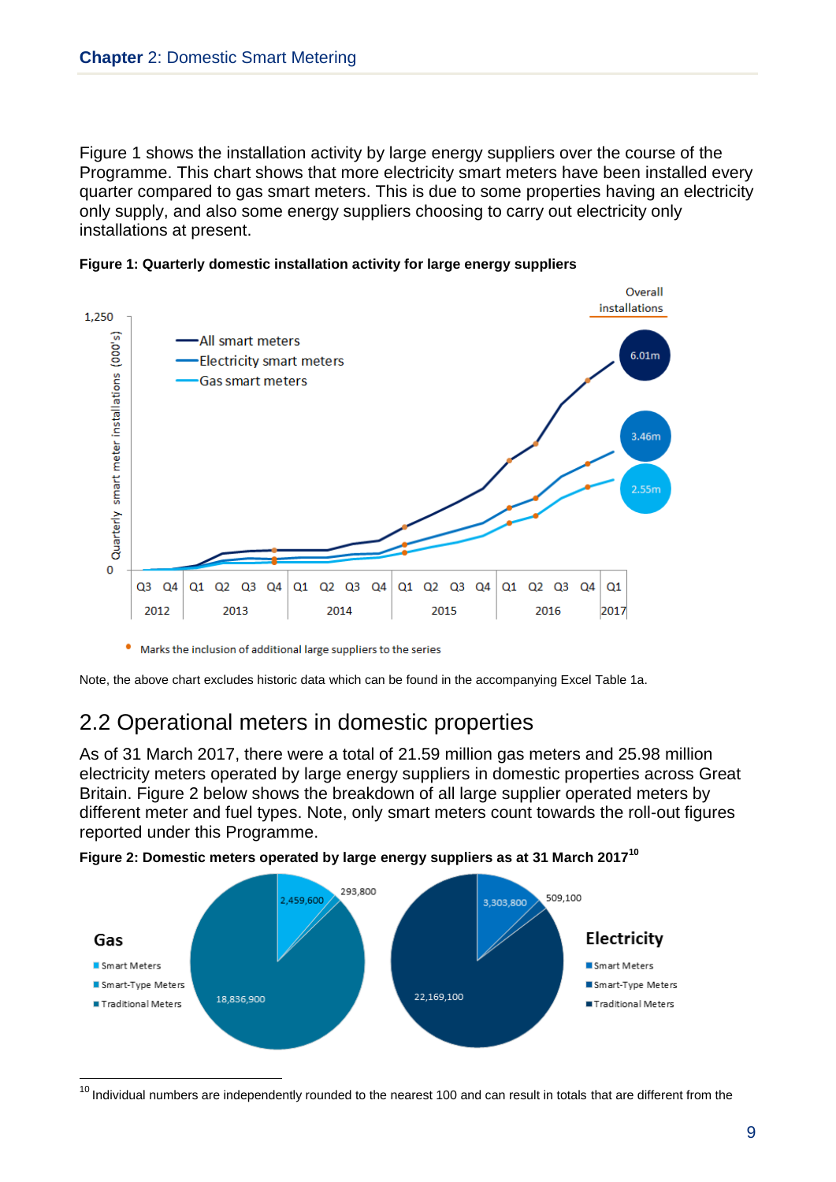Figure 1 shows the installation activity by large energy suppliers over the course of the Programme. This chart shows that more electricity smart meters have been installed every quarter compared to gas smart meters. This is due to some properties having an electricity only supply, and also some energy suppliers choosing to carry out electricity only installations at present.

**Figure 1: Quarterly domestic installation activity for large energy suppliers**

Overall installations

1,250

0

Quarterly smart meter installations (000's)

All smart meters

Electricity smart meters

Gas smart meters

6.01m

3.46m

2.55m

Q3 Q4 Q1 Q2 Q3 Q4 Q1 Q2 Q3 Q4 Q1 Q2 Q3 Q4 Q1 Q2 Q3 Q4 Q1

2012 2013 2014 2015 2016 2017

• Marks the inclusion of additional large suppliers to the series

Note, the above chart excludes historic data which can be found in the accompanying Excel Table 1a.

## 2.2 Operational meters in domestic properties

As of 31 March 2017, there were a total of 21.59 million gas meters and 25.98 million electricity meters operated by large energy suppliers in domestic properties across Great Britain. Figure 2 below shows the breakdown of all large supplier operated meters by different meter and fuel types. Note, only smart meters count towards the roll-out figures reported under this Programme.

**Figure 2: Domestic meters operated by large energy suppliers as at 31 March 2017**[10]

Gas

Smart Meters

Smart-Type Meters

Traditional Meters

2,459,600

293,800

18,836,900

Electricity

Smart Meters

Smart-Type Meters

Traditional Meters

3,303,800

509,100

22,169,100

[10] Individual numbers are independently rounded to the nearest 100 and can result in totals that are different from the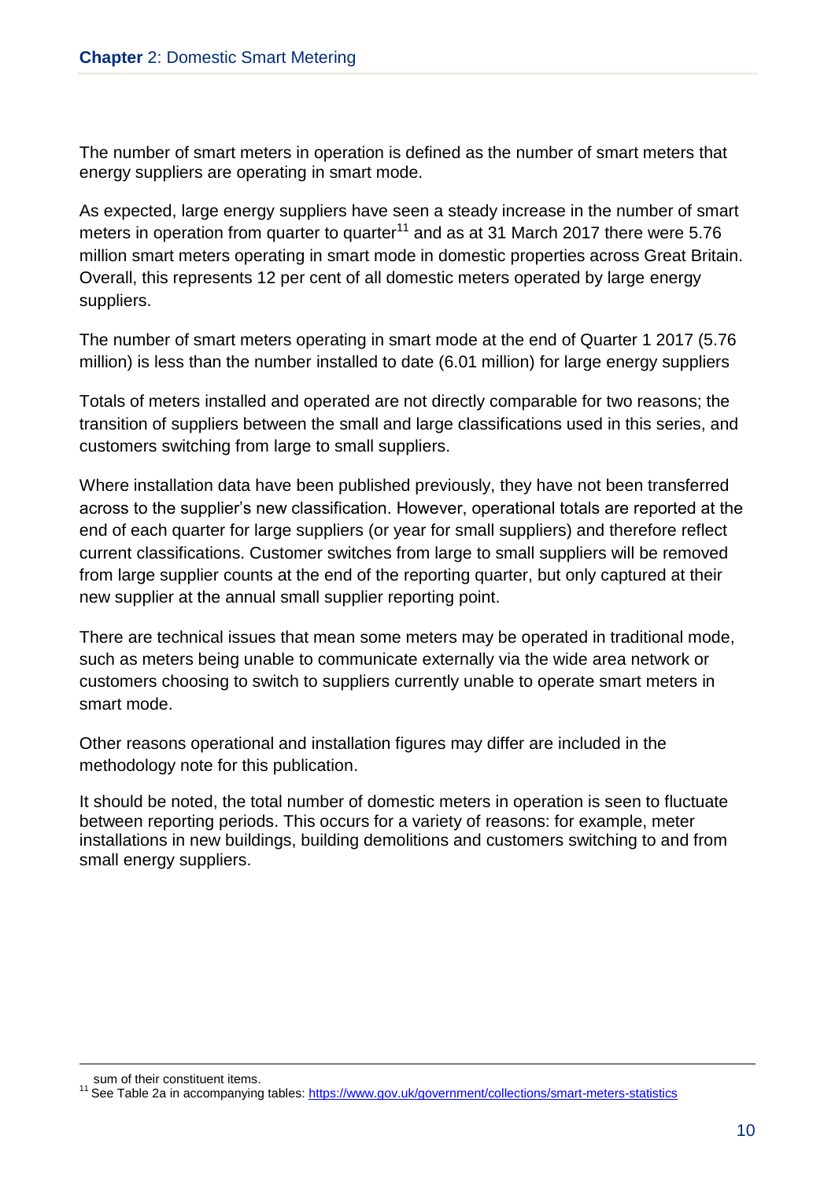The number of smart meters in operation is defined as the number of smart meters that energy suppliers are operating in smart mode.

As expected, large energy suppliers have seen a steady increase in the number of smart meters in operation from quarter to quarter[11] and as at 31 March 2017 there were 5.76 million smart meters operating in smart mode in domestic properties across Great Britain. Overall, this represents 12 per cent of all domestic meters operated by large energy suppliers.

The number of smart meters operating in smart mode at the end of Quarter 1 2017 (5.76 million) is less than the number installed to date (6.01 million) for large energy suppliers

Totals of meters installed and operated are not directly comparable for two reasons; the transition of suppliers between the small and large classifications used in this series, and customers switching from large to small suppliers.

Where installation data have been published previously, they have not been transferred across to the supplier's new classification. However, operational totals are reported at the end of each quarter for large suppliers (or year for small suppliers) and therefore reflect current classifications. Customer switches from large to small suppliers will be removed from large supplier counts at the end of the reporting quarter, but only captured at their new supplier at the annual small supplier reporting point.

There are technical issues that mean some meters may be operated in traditional mode, such as meters being unable to communicate externally via the wide area network or customers choosing to switch to suppliers currently unable to operate smart meters in smart mode.

Other reasons operational and installation figures may differ are included in the methodology note for this publication.

It should be noted, the total number of domestic meters in operation is seen to fluctuate between reporting periods. This occurs for a variety of reasons: for example, meter installations in new buildings, building demolitions and customers switching to and from small energy suppliers.

---

sum of their constituent items.

[11] See Table 2a in accompanying tables: https://www.gov.uk/government/collections/smart-meters-statistics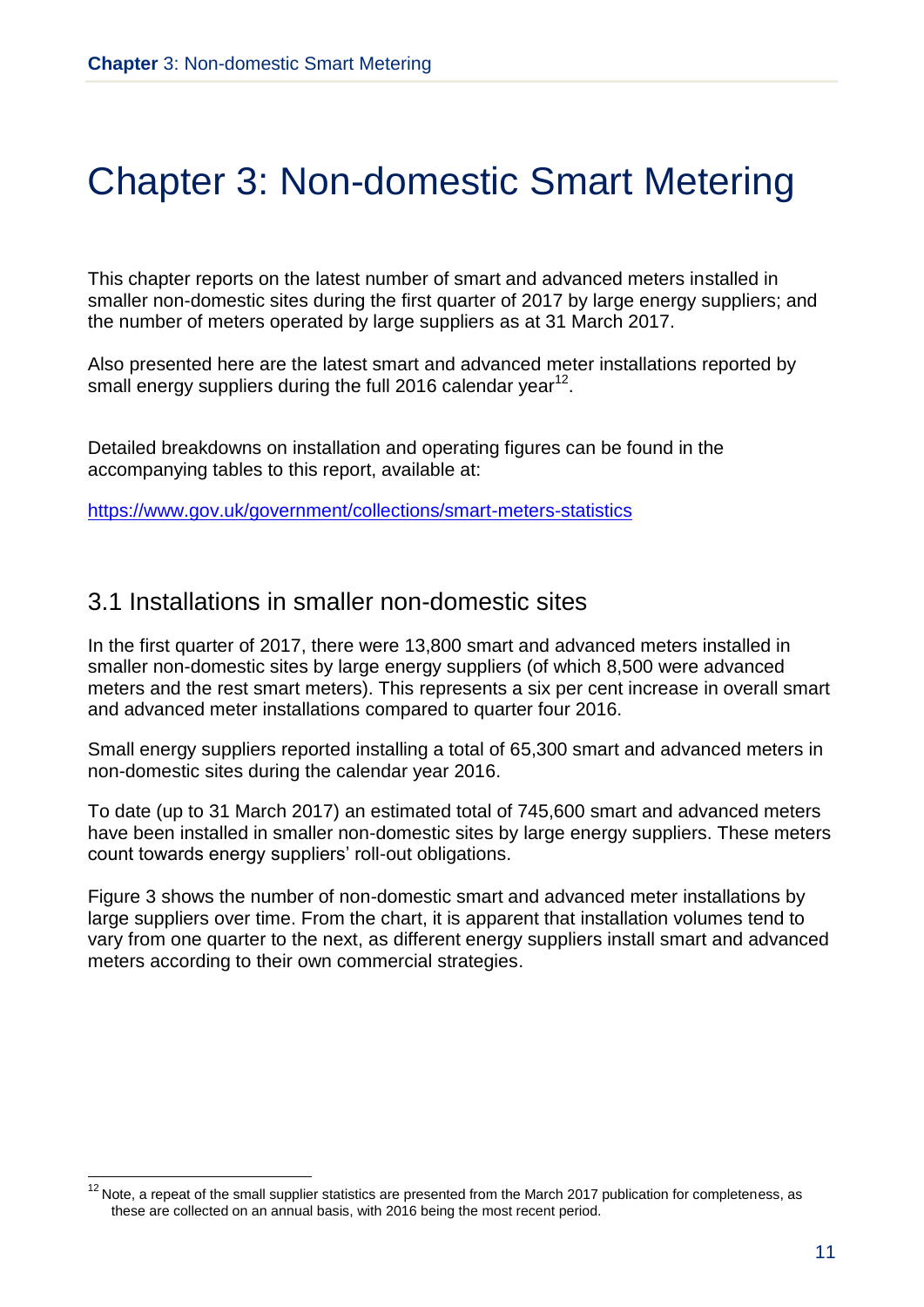# Chapter 3: Non-domestic Smart Metering

This chapter reports on the latest number of smart and advanced meters installed in smaller non-domestic sites during the first quarter of 2017 by large energy suppliers; and the number of meters operated by large suppliers as at 31 March 2017.

Also presented here are the latest smart and advanced meter installations reported by small energy suppliers during the full 2016 calendar year[12].

Detailed breakdowns on installation and operating figures can be found in the accompanying tables to this report, available at:

https://www.gov.uk/government/collections/smart-meters-statistics

## 3.1 Installations in smaller non-domestic sites

In the first quarter of 2017, there were 13,800 smart and advanced meters installed in smaller non-domestic sites by large energy suppliers (of which 8,500 were advanced meters and the rest smart meters). This represents a six per cent increase in overall smart and advanced meter installations compared to quarter four 2016.

Small energy suppliers reported installing a total of 65,300 smart and advanced meters in non-domestic sites during the calendar year 2016.

To date (up to 31 March 2017) an estimated total of 745,600 smart and advanced meters have been installed in smaller non-domestic sites by large energy suppliers. These meters count towards energy suppliers' roll-out obligations.

Figure 3 shows the number of non-domestic smart and advanced meter installations by large suppliers over time. From the chart, it is apparent that installation volumes tend to vary from one quarter to the next, as different energy suppliers install smart and advanced meters according to their own commercial strategies.

[12] Note, a repeat of the small supplier statistics are presented from the March 2017 publication for completeness, as these are collected on an annual basis, with 2016 being the most recent period.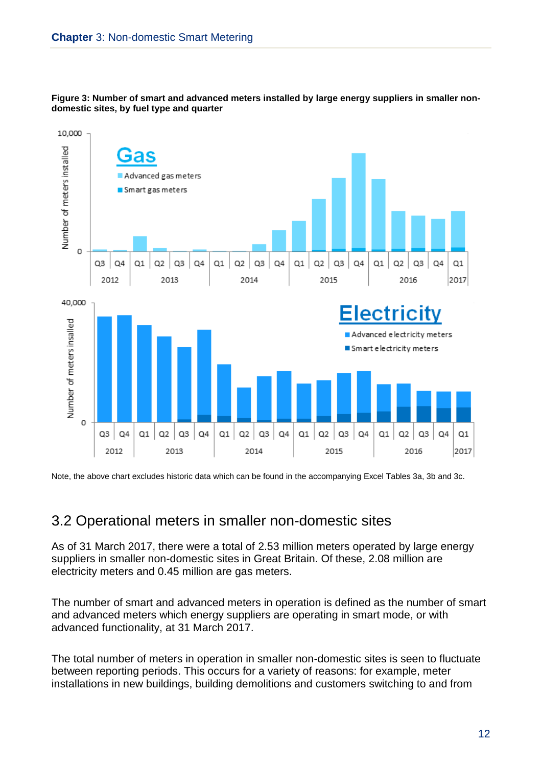**Figure 3: Number of smart and advanced meters installed by large energy suppliers in smaller non-domestic sites, by fuel type and quarter**

Gas

Advanced gas meters

Smart gas meters

Number of meters installed

10,000

0

Q3 Q4 Q1 Q2 Q3 Q4 Q1 Q2 Q3 Q4 Q1 Q2 Q3 Q4 Q1 Q2 Q3 Q4 Q1

2012 2013 2014 2015 2016 2017

Electricity

Advanced electricity meters

Smart electricity meters

Number of meters insalled

40,000

0

Q3 Q4 Q1 Q2 Q3 Q4 Q1 Q2 Q3 Q4 Q1 Q2 Q3 Q4 Q1 Q2 Q3 Q4 Q1

2012 2013 2014 2015 2016 2017

Note, the above chart excludes historic data which can be found in the accompanying Excel Tables 3a, 3b and 3c.

## 3.2 Operational meters in smaller non-domestic sites

As of 31 March 2017, there were a total of 2.53 million meters operated by large energy suppliers in smaller non-domestic sites in Great Britain. Of these, 2.08 million are electricity meters and 0.45 million are gas meters.

The number of smart and advanced meters in operation is defined as the number of smart and advanced meters which energy suppliers are operating in smart mode, or with advanced functionality, at 31 March 2017.

The total number of meters in operation in smaller non-domestic sites is seen to fluctuate between reporting periods. This occurs for a variety of reasons: for example, meter installations in new buildings, building demolitions and customers switching to and from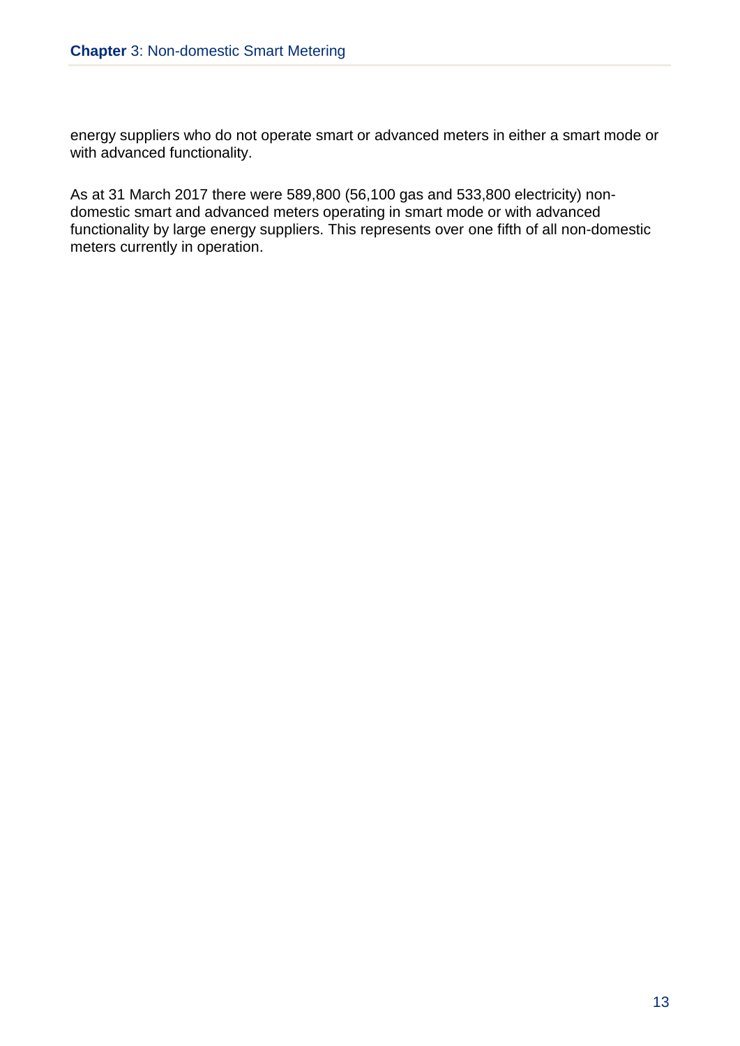energy suppliers who do not operate smart or advanced meters in either a smart mode or with advanced functionality.

As at 31 March 2017 there were 589,800 (56,100 gas and 533,800 electricity) non-domestic smart and advanced meters operating in smart mode or with advanced functionality by large energy suppliers. This represents over one fifth of all non-domestic meters currently in operation.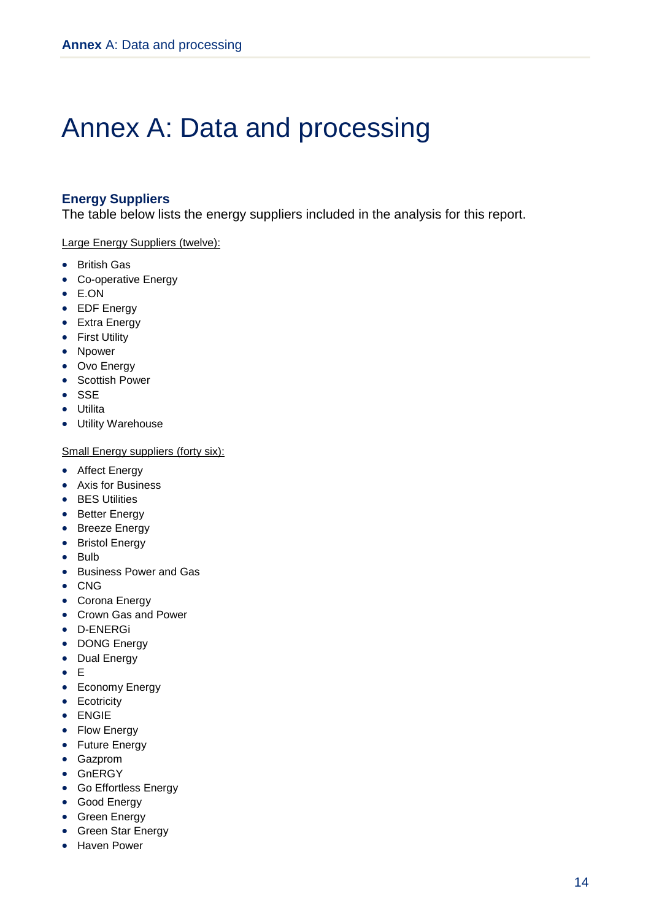# Annex A: Data and processing

### Energy Suppliers

The table below lists the energy suppliers included in the analysis for this report.

Large Energy Suppliers (twelve):

- British Gas
- Co-operative Energy
- E.ON
- EDF Energy
- Extra Energy
- First Utility
- Npower
- Ovo Energy
- Scottish Power
- SSE
- Utilita
- Utility Warehouse

Small Energy suppliers (forty six):

- Affect Energy
- Axis for Business
- BES Utilities
- Better Energy
- Breeze Energy
- Bristol Energy
- Bulb
- Business Power and Gas
- CNG
- Corona Energy
- Crown Gas and Power
- D-ENERGi
- DONG Energy
- Dual Energy
- E
- Economy Energy
- Ecotricity
- ENGIE
- Flow Energy
- Future Energy
- Gazprom
- GnERGY
- Go Effortless Energy
- Good Energy
- Green Energy
- Green Star Energy
- Haven Power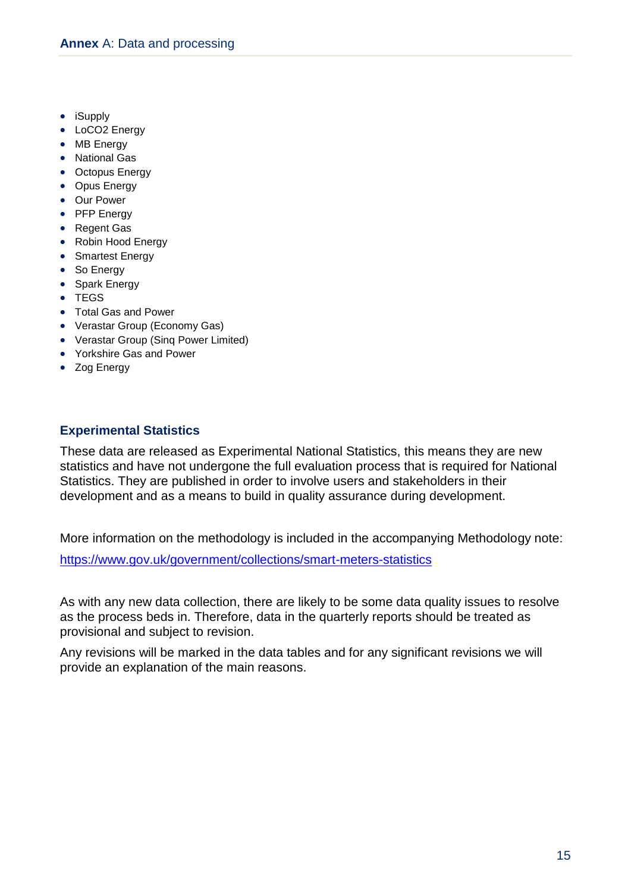- iSupply
- LoCO2 Energy
- MB Energy
- National Gas
- Octopus Energy
- Opus Energy
- Our Power
- PFP Energy
- Regent Gas
- Robin Hood Energy
- Smartest Energy
- So Energy
- Spark Energy
- TEGS
- Total Gas and Power
- Verastar Group (Economy Gas)
- Verastar Group (Sinq Power Limited)
- Yorkshire Gas and Power
- Zog Energy

## Experimental Statistics

These data are released as Experimental National Statistics, this means they are new statistics and have not undergone the full evaluation process that is required for National Statistics. They are published in order to involve users and stakeholders in their development and as a means to build in quality assurance during development.

More information on the methodology is included in the accompanying Methodology note:

https://www.gov.uk/government/collections/smart-meters-statistics

As with any new data collection, there are likely to be some data quality issues to resolve as the process beds in. Therefore, data in the quarterly reports should be treated as provisional and subject to revision.

Any revisions will be marked in the data tables and for any significant revisions we will provide an explanation of the main reasons.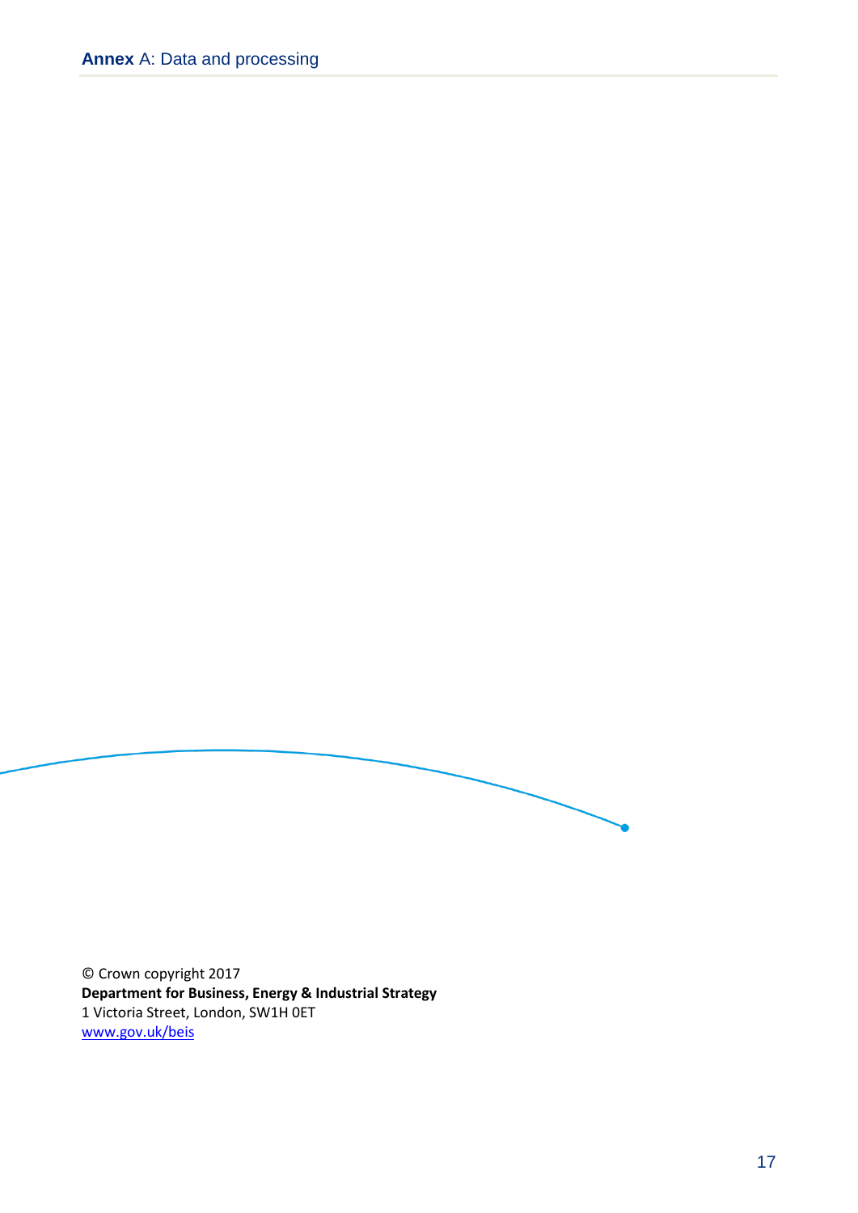© Crown copyright 2017
**Department for Business, Energy & Industrial Strategy**
1 Victoria Street, London, SW1H 0ET
www.gov.uk/beis